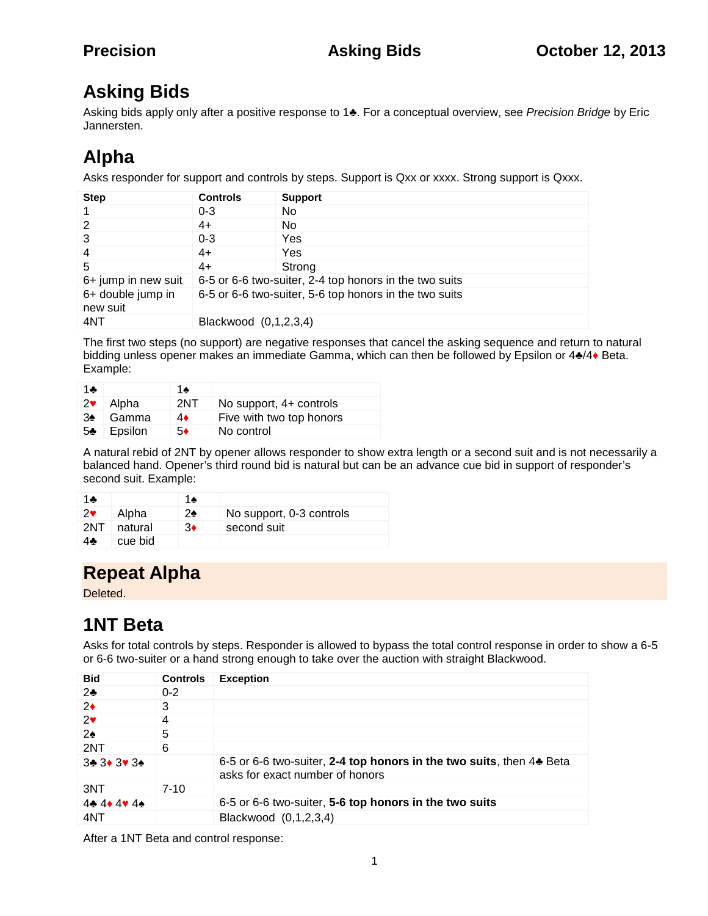# Asking Bids

Asking bids apply only after a positive response to 1♣. For a conceptual overview, see *Precision Bridge* by Eric Jannersten.

## Alpha

Asks responder for support and controls by steps. Support is Qxx or xxxx. Strong support is Qxxx.

| Step | Controls | Support |
|---|---|---|
| 1 | 0-3 | No |
| 2 | 4+ | No |
| 3 | 0-3 | Yes |
| 4 | 4+ | Yes |
| 5 | 4+ | Strong |
| 6+ jump in new suit | 6-5 or 6-6 two-suiter, 2-4 top honors in the two suits | |
| 6+ double jump in new suit | 6-5 or 6-6 two-suiter, 5-6 top honors in the two suits | |
| 4NT | Blackwood (0,1,2,3,4) | |

The first two steps (no support) are negative responses that cancel the asking sequence and return to natural bidding unless opener makes an immediate Gamma, which can then be followed by Epsilon or 4♣/4♦ Beta. Example:

| | | | |
|---|---|---|---|
| 1♣ | | 1♠ | |
| 2♥ | Alpha | 2NT | No support, 4+ controls |
| 3♠ | Gamma | 4♦ | Five with two top honors |
| 5♣ | Epsilon | 5♦ | No control |

A natural rebid of 2NT by opener allows responder to show extra length or a second suit and is not necessarily a balanced hand. Opener's third round bid is natural but can be an advance cue bid in support of responder's second suit. Example:

| | | | |
|---|---|---|---|
| 1♣ | | 1♠ | |
| 2♥ | Alpha | 2♠ | No support, 0-3 controls |
| 2NT | natural | 3♦ | second suit |
| 4♣ | cue bid | | |

## Repeat Alpha

Deleted.

## 1NT Beta

Asks for total controls by steps. Responder is allowed to bypass the total control response in order to show a 6-5 or 6-6 two-suiter or a hand strong enough to take over the auction with straight Blackwood.

| Bid | Controls | Exception |
|---|---|---|
| 2♣ | 0-2 | |
| 2♦ | 3 | |
| 2♥ | 4 | |
| 2♠ | 5 | |
| 2NT | 6 | |
| 3♣ 3♦ 3♥ 3♠ | | 6-5 or 6-6 two-suiter, **2-4 top honors in the two suits**, then 4♣ Beta asks for exact number of honors |
| 3NT | 7-10 | |
| 4♣ 4♦ 4♥ 4♠ | | 6-5 or 6-6 two-suiter, **5-6 top honors in the two suits** |
| 4NT | | Blackwood (0,1,2,3,4) |

After a 1NT Beta and control response: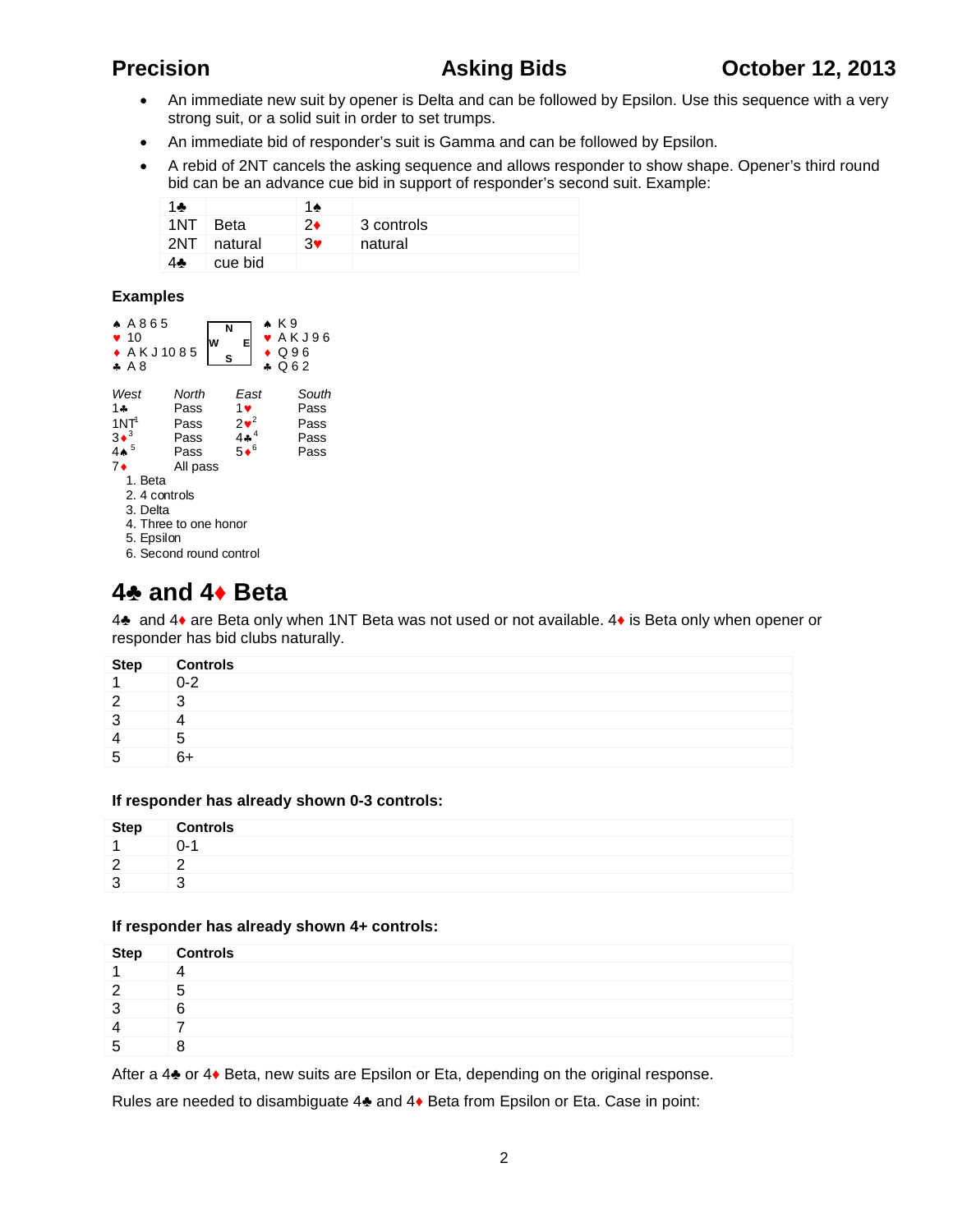- An immediate new suit by opener is Delta and can be followed by Epsilon. Use this sequence with a very strong suit, or a solid suit in order to set trumps.
- An immediate bid of responder's suit is Gamma and can be followed by Epsilon.
- A rebid of 2NT cancels the asking sequence and allows responder to show shape. Opener's third round bid can be an advance cue bid in support of responder's second suit. Example:

| | | | |
|---|---|---|---|
| 1♣ | | 1♠ | |
| 1NT | Beta | 2♦ | 3 controls |
| 2NT | natural | 3♥ | natural |
| 4♣ | cue bid | | |

## Examples

| West | | East |
|---|---|---|
| ♠ A 8 6 5 | | ♠ K 9 |
| ♥ 10 | | ♥ A K J 9 6 |
| ♦ A K J 10 8 5 | | ♦ Q 9 6 |
| ♣ A 8 | | ♣ Q 6 2 |

| *West* | *North* | *East* | *South* |
|---|---|---|---|
| 1♣ | Pass | 1♥ | Pass |
| 1NT[1] | Pass | 2♥[2] | Pass |
| 3♦[3] | Pass | 4♣[4] | Pass |
| 4♠[5] | Pass | 5♦[6] | Pass |
| 7♦ | All pass | | |

1. Beta
2. 4 controls
3. Delta
4. Three to one honor
5. Epsilon
6. Second round control

# 4♣ and 4♦ Beta

4♣ and 4♦ are Beta only when 1NT Beta was not used or not available. 4♦ is Beta only when opener or responder has bid clubs naturally.

| Step | Controls |
|---|---|
| 1 | 0-2 |
| 2 | 3 |
| 3 | 4 |
| 4 | 5 |
| 5 | 6+ |

**If responder has already shown 0-3 controls:**

| Step | Controls |
|---|---|
| 1 | 0-1 |
| 2 | 2 |
| 3 | 3 |

**If responder has already shown 4+ controls:**

| Step | Controls |
|---|---|
| 1 | 4 |
| 2 | 5 |
| 3 | 6 |
| 4 | 7 |
| 5 | 8 |

After a 4♣ or 4♦ Beta, new suits are Epsilon or Eta, depending on the original response.

Rules are needed to disambiguate 4♣ and 4♦ Beta from Epsilon or Eta. Case in point: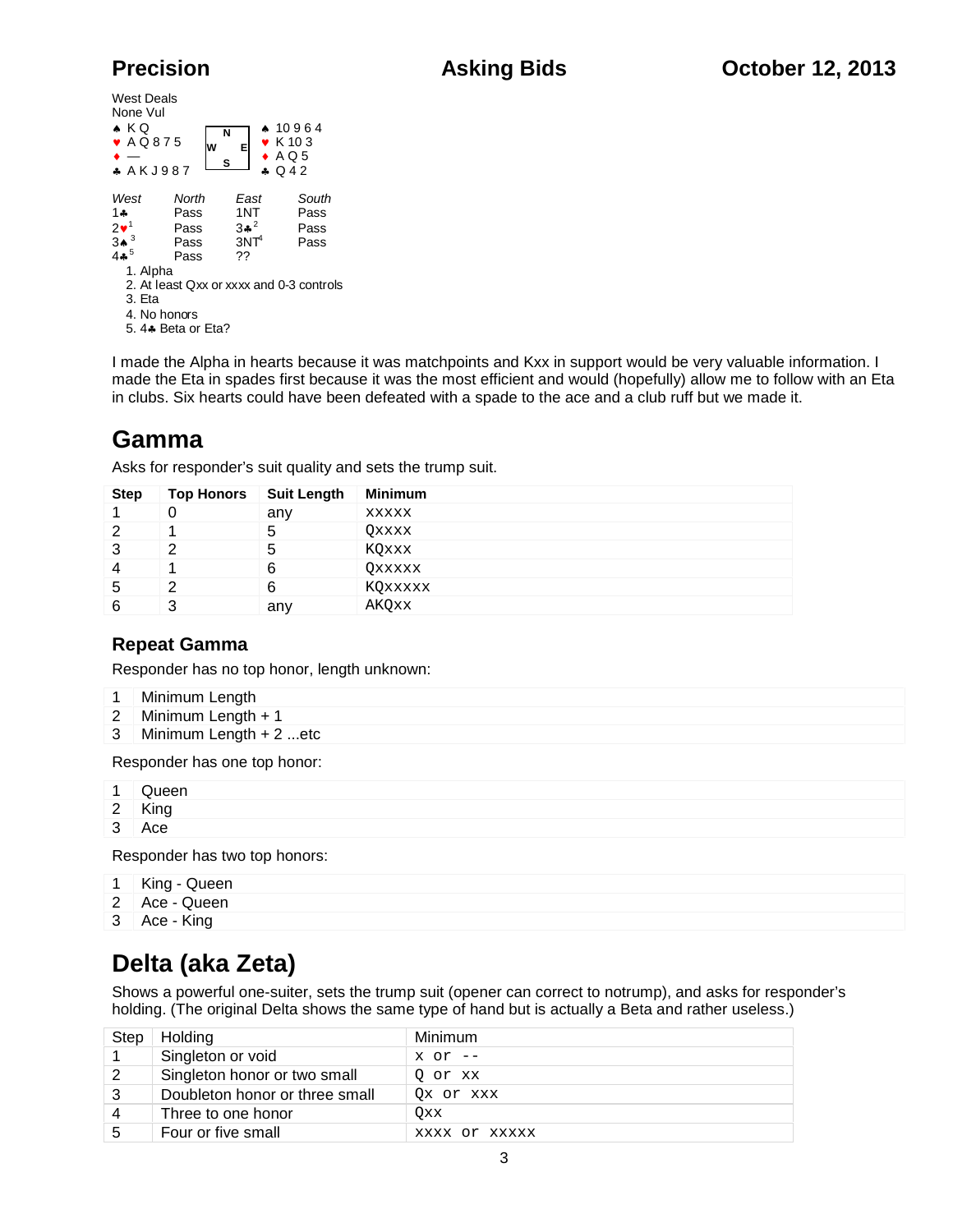West Deals
None Vul

| West | | East |
|---|---|---|
| ♠ K Q | | ♠ 10 9 6 4 |
| ♥ A Q 8 7 5 | | ♥ K 10 3 |
| ♦ — | | ♦ A Q 5 |
| ♣ A K J 9 8 7 | | ♣ Q 4 2 |

| *West* | *North* | *East* | *South* |
|---|---|---|---|
| 1♣ | Pass | 1NT | Pass |
| 2♥[1] | Pass | 3♣[2] | Pass |
| 3♠[3] | Pass | 3NT[4] | Pass |
| 4♣[5] | Pass | ?? | |

1. Alpha
2. At least Qxx or xxxx and 0-3 controls
3. Eta
4. No honors
5. 4♣ Beta or Eta?

I made the Alpha in hearts because it was matchpoints and Kxx in support would be very valuable information. I made the Eta in spades first because it was the most efficient and would (hopefully) allow me to follow with an Eta in clubs. Six hearts could have been defeated with a spade to the ace and a club ruff but we made it.

# Gamma

Asks for responder's suit quality and sets the trump suit.

| Step | Top Honors | Suit Length | Minimum |
|---|---|---|---|
| 1 | 0 | any | xxxxx |
| 2 | 1 | 5 | Qxxxx |
| 3 | 2 | 5 | KQxxx |
| 4 | 1 | 6 | Qxxxxx |
| 5 | 2 | 6 | KQxxxx |
| 6 | 3 | any | AKQxx |

### Repeat Gamma

Responder has no top honor, length unknown:

| | |
|---|---|
| 1 | Minimum Length |
| 2 | Minimum Length + 1 |
| 3 | Minimum Length + 2 ...etc |

Responder has one top honor:

| | |
|---|---|
| 1 | Queen |
| 2 | King |
| 3 | Ace |

Responder has two top honors:

| | |
|---|---|
| 1 | King - Queen |
| 2 | Ace - Queen |
| 3 | Ace - King |

# Delta (aka Zeta)

Shows a powerful one-suiter, sets the trump suit (opener can correct to notrump), and asks for responder's holding. (The original Delta shows the same type of hand but is actually a Beta and rather useless.)

| Step | Holding | Minimum |
|---|---|---|
| 1 | Singleton or void | x or -- |
| 2 | Singleton honor or two small | Q or xx |
| 3 | Doubleton honor or three small | Qx or xxx |
| 4 | Three to one honor | Qxx |
| 5 | Four or five small | xxxx or xxxxx |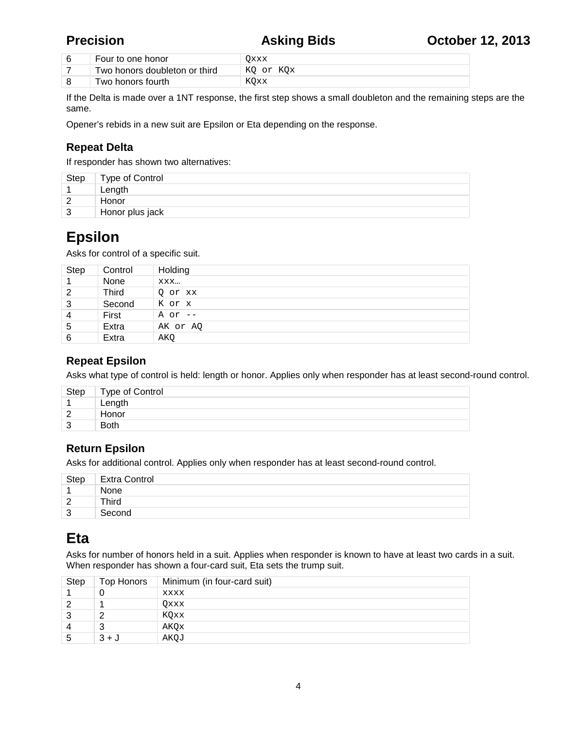| | | |
|---|---|---|
| 6 | Four to one honor | Qxxx |
| 7 | Two honors doubleton or third | KQ or KQx |
| 8 | Two honors fourth | KQxx |

If the Delta is made over a 1NT response, the first step shows a small doubleton and the remaining steps are the same.

Opener's rebids in a new suit are Epsilon or Eta depending on the response.

### Repeat Delta

If responder has shown two alternatives:

| Step | Type of Control |
|---|---|
| 1 | Length |
| 2 | Honor |
| 3 | Honor plus jack |

## Epsilon

Asks for control of a specific suit.

| Step | Control | Holding |
|---|---|---|
| 1 | None | xxx… |
| 2 | Third | Q or xx |
| 3 | Second | K or x |
| 4 | First | A or -- |
| 5 | Extra | AK or AQ |
| 6 | Extra | AKQ |

### Repeat Epsilon

Asks what type of control is held: length or honor. Applies only when responder has at least second-round control.

| Step | Type of Control |
|---|---|
| 1 | Length |
| 2 | Honor |
| 3 | Both |

### Return Epsilon

Asks for additional control. Applies only when responder has at least second-round control.

| Step | Extra Control |
|---|---|
| 1 | None |
| 2 | Third |
| 3 | Second |

## Eta

Asks for number of honors held in a suit. Applies when responder is known to have at least two cards in a suit. When responder has shown a four-card suit, Eta sets the trump suit.

| Step | Top Honors | Minimum (in four-card suit) |
|---|---|---|
| 1 | 0 | xxxx |
| 2 | 1 | Qxxx |
| 3 | 2 | KQxx |
| 4 | 3 | AKQx |
| 5 | 3 + J | AKQJ |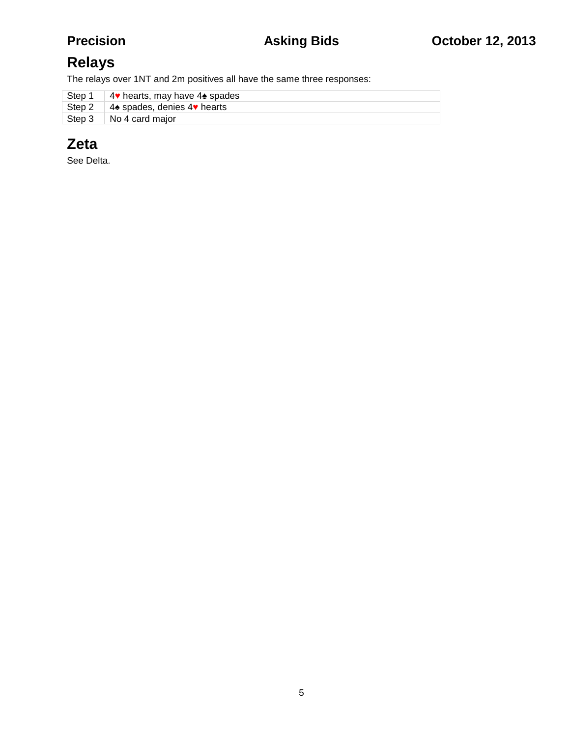## Relays

The relays over 1NT and 2m positives all have the same three responses:

| | |
|---|---|
| Step 1 | 4♥ hearts, may have 4♠ spades |
| Step 2 | 4♠ spades, denies 4♥ hearts |
| Step 3 | No 4 card major |

## Zeta

See Delta.